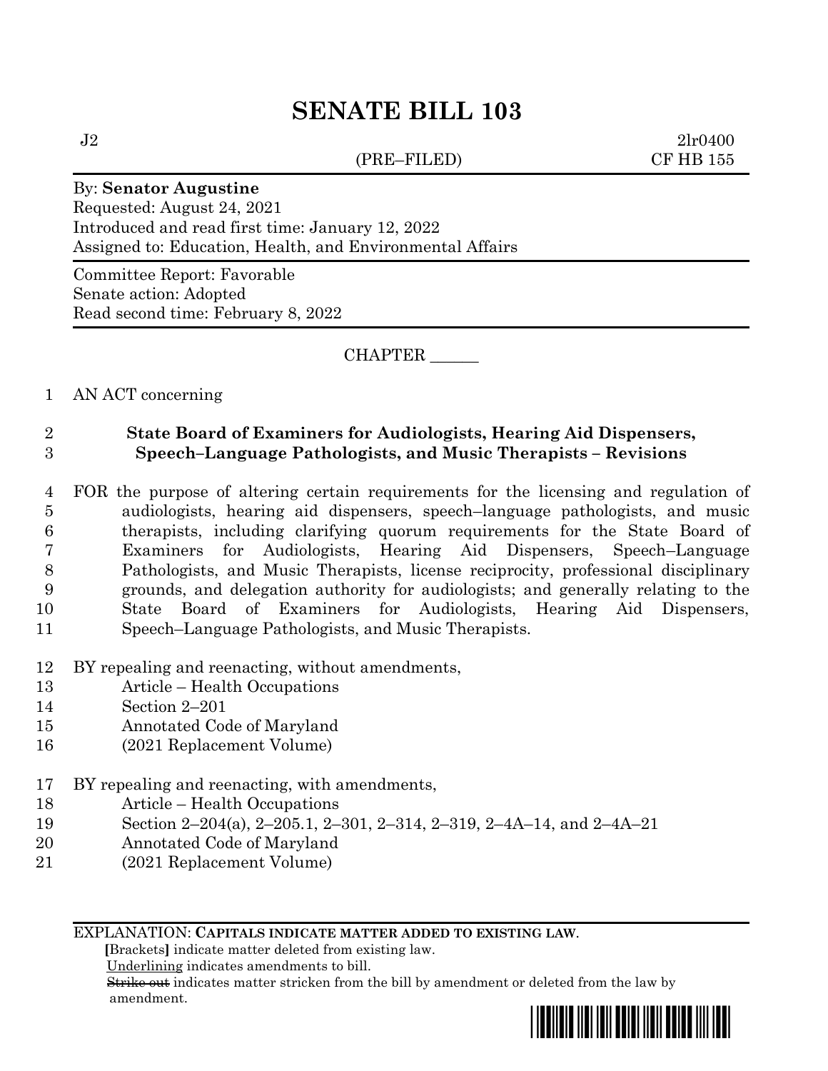# SENATE BILL 103

J2 2lr0400
(PRE–FILED) CF HB 155

By: **Senator Augustine**
Requested: August 24, 2021
Introduced and read first time: January 12, 2022
Assigned to: Education, Health, and Environmental Affairs

Committee Report: Favorable
Senate action: Adopted
Read second time: February 8, 2022

CHAPTER ______

AN ACT concerning

**State Board of Examiners for Audiologists, Hearing Aid Dispensers, Speech–Language Pathologists, and Music Therapists – Revisions**

FOR the purpose of altering certain requirements for the licensing and regulation of audiologists, hearing aid dispensers, speech–language pathologists, and music therapists, including clarifying quorum requirements for the State Board of Examiners for Audiologists, Hearing Aid Dispensers, Speech–Language Pathologists, and Music Therapists, license reciprocity, professional disciplinary grounds, and delegation authority for audiologists; and generally relating to the State Board of Examiners for Audiologists, Hearing Aid Dispensers, Speech–Language Pathologists, and Music Therapists.

BY repealing and reenacting, without amendments,
Article – Health Occupations
Section 2–201
Annotated Code of Maryland
(2021 Replacement Volume)

BY repealing and reenacting, with amendments,
Article – Health Occupations
Section 2–204(a), 2–205.1, 2–301, 2–314, 2–319, 2–4A–14, and 2–4A–21
Annotated Code of Maryland
(2021 Replacement Volume)

EXPLANATION: **CAPITALS INDICATE MATTER ADDED TO EXISTING LAW.**
**[**Brackets**]** indicate matter deleted from existing law.
Underlining indicates amendments to bill.
~~Strike out~~ indicates matter stricken from the bill by amendment or deleted from the law by amendment.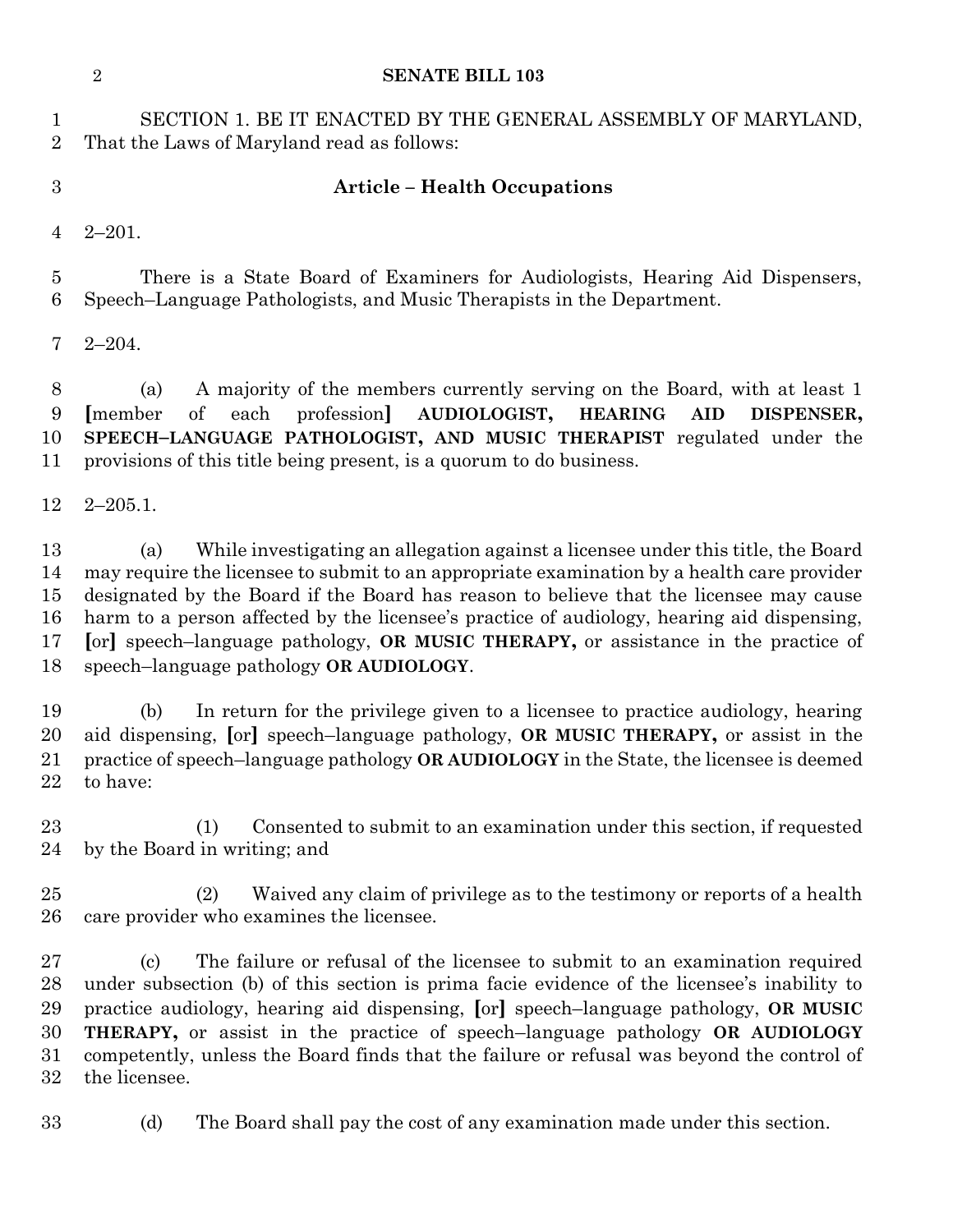SECTION 1. BE IT ENACTED BY THE GENERAL ASSEMBLY OF MARYLAND, That the Laws of Maryland read as follows:

**Article – Health Occupations**

2–201.

There is a State Board of Examiners for Audiologists, Hearing Aid Dispensers, Speech–Language Pathologists, and Music Therapists in the Department.

2–204.

(a) A majority of the members currently serving on the Board, with at least 1 [member of each profession] **AUDIOLOGIST, HEARING AID DISPENSER, SPEECH–LANGUAGE PATHOLOGIST, AND MUSIC THERAPIST** regulated under the provisions of this title being present, is a quorum to do business.

2–205.1.

(a) While investigating an allegation against a licensee under this title, the Board may require the licensee to submit to an appropriate examination by a health care provider designated by the Board if the Board has reason to believe that the licensee may cause harm to a person affected by the licensee's practice of audiology, hearing aid dispensing, [or] speech–language pathology, **OR MUSIC THERAPY,** or assistance in the practice of speech–language pathology **OR AUDIOLOGY**.

(b) In return for the privilege given to a licensee to practice audiology, hearing aid dispensing, [or] speech–language pathology, **OR MUSIC THERAPY,** or assist in the practice of speech–language pathology **OR AUDIOLOGY** in the State, the licensee is deemed to have:

(1) Consented to submit to an examination under this section, if requested by the Board in writing; and

(2) Waived any claim of privilege as to the testimony or reports of a health care provider who examines the licensee.

(c) The failure or refusal of the licensee to submit to an examination required under subsection (b) of this section is prima facie evidence of the licensee's inability to practice audiology, hearing aid dispensing, [or] speech–language pathology, **OR MUSIC THERAPY,** or assist in the practice of speech–language pathology **OR AUDIOLOGY** competently, unless the Board finds that the failure or refusal was beyond the control of the licensee.

(d) The Board shall pay the cost of any examination made under this section.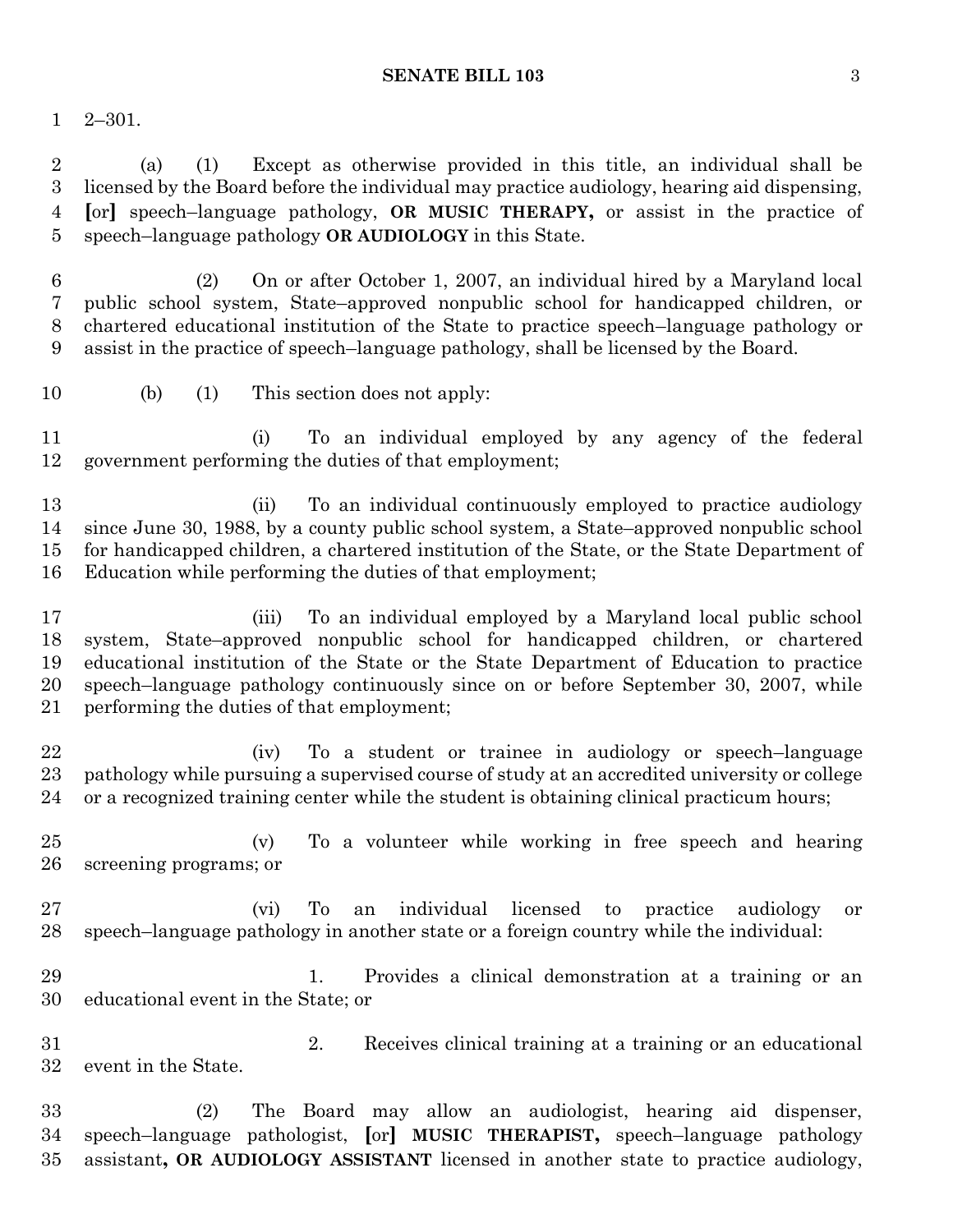2–301.

(a) (1) Except as otherwise provided in this title, an individual shall be licensed by the Board before the individual may practice audiology, hearing aid dispensing, [or] speech–language pathology, **OR MUSIC THERAPY,** or assist in the practice of speech–language pathology **OR AUDIOLOGY** in this State.

(2) On or after October 1, 2007, an individual hired by a Maryland local public school system, State–approved nonpublic school for handicapped children, or chartered educational institution of the State to practice speech–language pathology or assist in the practice of speech–language pathology, shall be licensed by the Board.

(b) (1) This section does not apply:

(i) To an individual employed by any agency of the federal government performing the duties of that employment;

(ii) To an individual continuously employed to practice audiology since June 30, 1988, by a county public school system, a State–approved nonpublic school for handicapped children, a chartered institution of the State, or the State Department of Education while performing the duties of that employment;

(iii) To an individual employed by a Maryland local public school system, State–approved nonpublic school for handicapped children, or chartered educational institution of the State or the State Department of Education to practice speech–language pathology continuously since on or before September 30, 2007, while performing the duties of that employment;

(iv) To a student or trainee in audiology or speech–language pathology while pursuing a supervised course of study at an accredited university or college or a recognized training center while the student is obtaining clinical practicum hours;

(v) To a volunteer while working in free speech and hearing screening programs; or

(vi) To an individual licensed to practice audiology or speech–language pathology in another state or a foreign country while the individual:

1. Provides a clinical demonstration at a training or an educational event in the State; or

2. Receives clinical training at a training or an educational event in the State.

(2) The Board may allow an audiologist, hearing aid dispenser, speech–language pathologist, [or] **MUSIC THERAPIST,** speech–language pathology assistant**, OR AUDIOLOGY ASSISTANT** licensed in another state to practice audiology,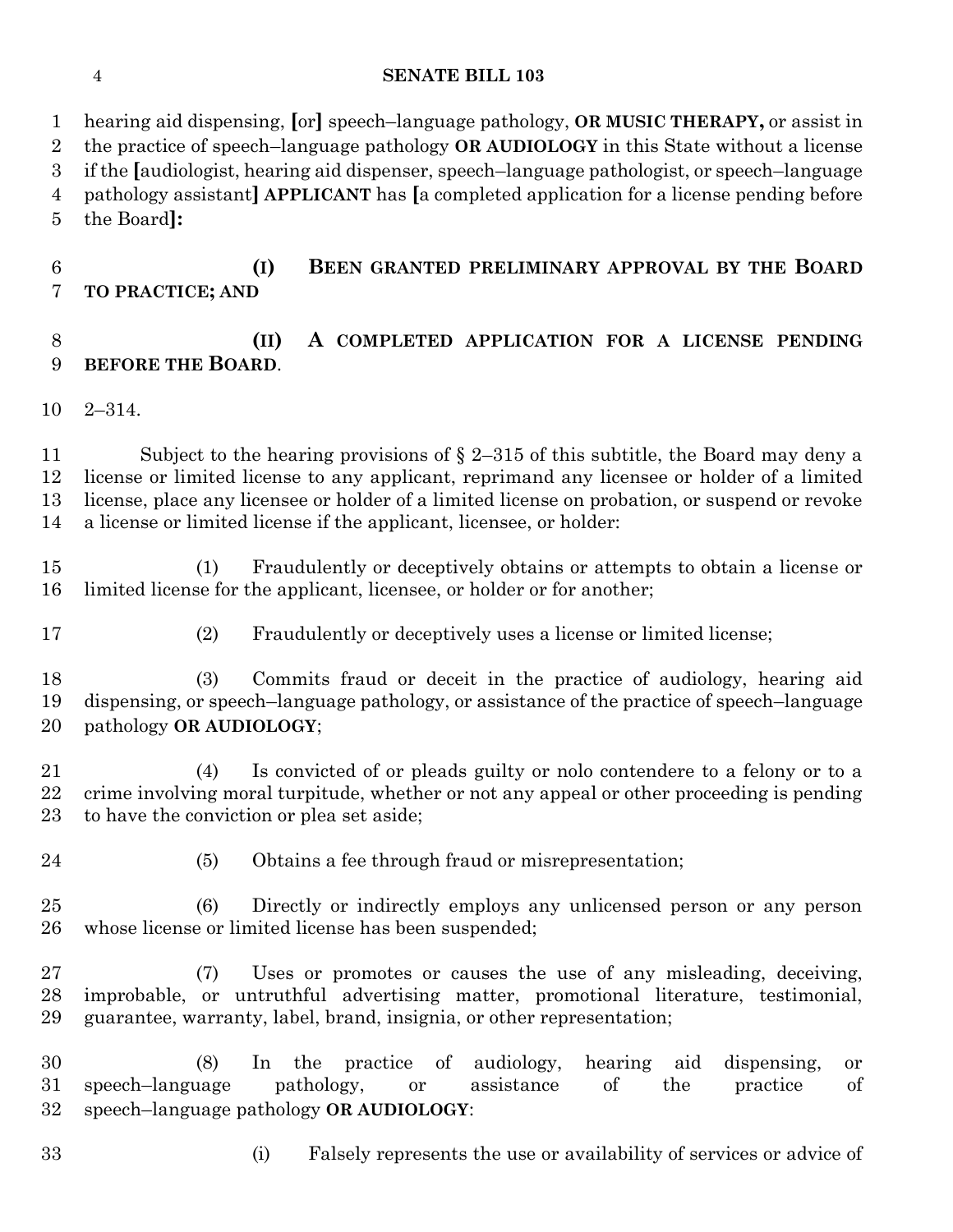hearing aid dispensing, [or] speech–language pathology, **OR MUSIC THERAPY,** or assist in the practice of speech–language pathology **OR AUDIOLOGY** in this State without a license if the [audiologist, hearing aid dispenser, speech–language pathologist, or speech–language pathology assistant] **APPLICANT** has [a completed application for a license pending before the Board]**:**

**(I) BEEN GRANTED PRELIMINARY APPROVAL BY THE BOARD TO PRACTICE; AND**

**(II) A COMPLETED APPLICATION FOR A LICENSE PENDING BEFORE THE BOARD**.

2–314.

Subject to the hearing provisions of § 2–315 of this subtitle, the Board may deny a license or limited license to any applicant, reprimand any licensee or holder of a limited license, place any licensee or holder of a limited license on probation, or suspend or revoke a license or limited license if the applicant, licensee, or holder:

(1) Fraudulently or deceptively obtains or attempts to obtain a license or limited license for the applicant, licensee, or holder or for another;

(2) Fraudulently or deceptively uses a license or limited license;

(3) Commits fraud or deceit in the practice of audiology, hearing aid dispensing, or speech–language pathology, or assistance of the practice of speech–language pathology **OR AUDIOLOGY**;

(4) Is convicted of or pleads guilty or nolo contendere to a felony or to a crime involving moral turpitude, whether or not any appeal or other proceeding is pending to have the conviction or plea set aside;

(5) Obtains a fee through fraud or misrepresentation;

(6) Directly or indirectly employs any unlicensed person or any person whose license or limited license has been suspended;

(7) Uses or promotes or causes the use of any misleading, deceiving, improbable, or untruthful advertising matter, promotional literature, testimonial, guarantee, warranty, label, brand, insignia, or other representation;

(8) In the practice of audiology, hearing aid dispensing, or speech–language pathology, or assistance of the practice of speech–language pathology **OR AUDIOLOGY**:

(i) Falsely represents the use or availability of services or advice of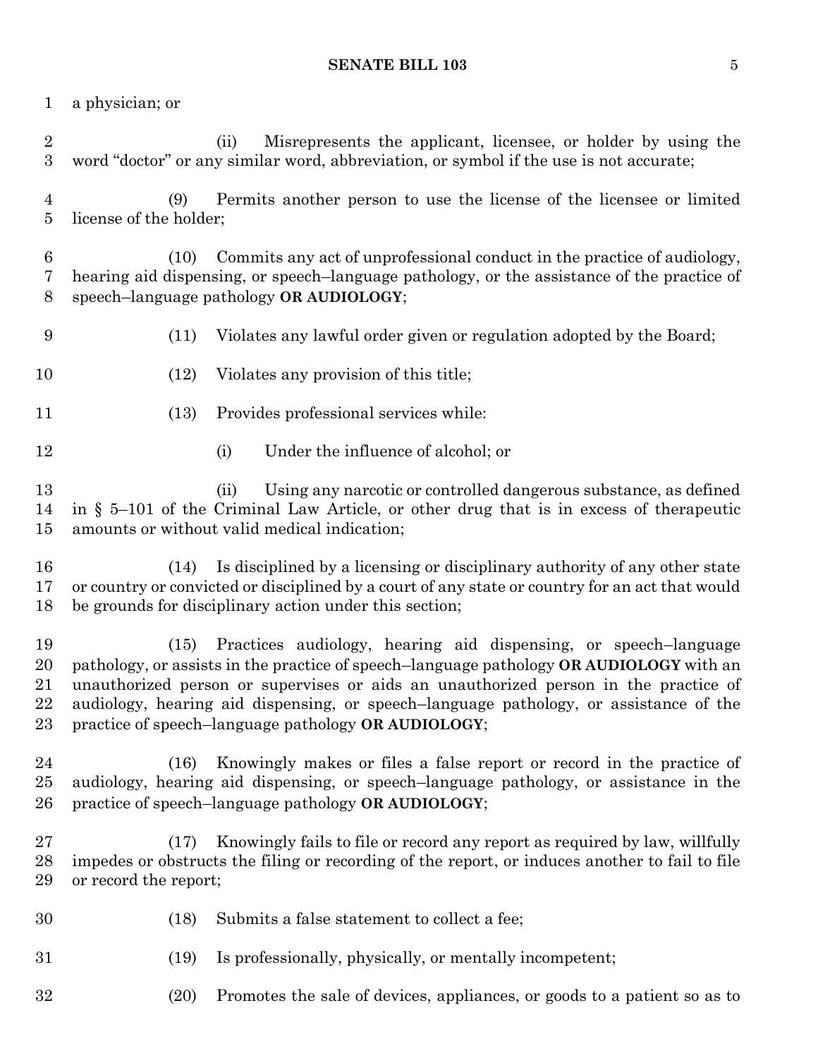a physician; or

(ii) Misrepresents the applicant, licensee, or holder by using the word "doctor" or any similar word, abbreviation, or symbol if the use is not accurate;

(9) Permits another person to use the license of the licensee or limited license of the holder;

(10) Commits any act of unprofessional conduct in the practice of audiology, hearing aid dispensing, or speech–language pathology, or the assistance of the practice of speech–language pathology **OR AUDIOLOGY**;

(11) Violates any lawful order given or regulation adopted by the Board;

(12) Violates any provision of this title;

(13) Provides professional services while:

(i) Under the influence of alcohol; or

(ii) Using any narcotic or controlled dangerous substance, as defined in § 5–101 of the Criminal Law Article, or other drug that is in excess of therapeutic amounts or without valid medical indication;

(14) Is disciplined by a licensing or disciplinary authority of any other state or country or convicted or disciplined by a court of any state or country for an act that would be grounds for disciplinary action under this section;

(15) Practices audiology, hearing aid dispensing, or speech–language pathology, or assists in the practice of speech–language pathology **OR AUDIOLOGY** with an unauthorized person or supervises or aids an unauthorized person in the practice of audiology, hearing aid dispensing, or speech–language pathology, or assistance of the practice of speech–language pathology **OR AUDIOLOGY**;

(16) Knowingly makes or files a false report or record in the practice of audiology, hearing aid dispensing, or speech–language pathology, or assistance in the practice of speech–language pathology **OR AUDIOLOGY**;

(17) Knowingly fails to file or record any report as required by law, willfully impedes or obstructs the filing or recording of the report, or induces another to fail to file or record the report;

(18) Submits a false statement to collect a fee;

(19) Is professionally, physically, or mentally incompetent;

(20) Promotes the sale of devices, appliances, or goods to a patient so as to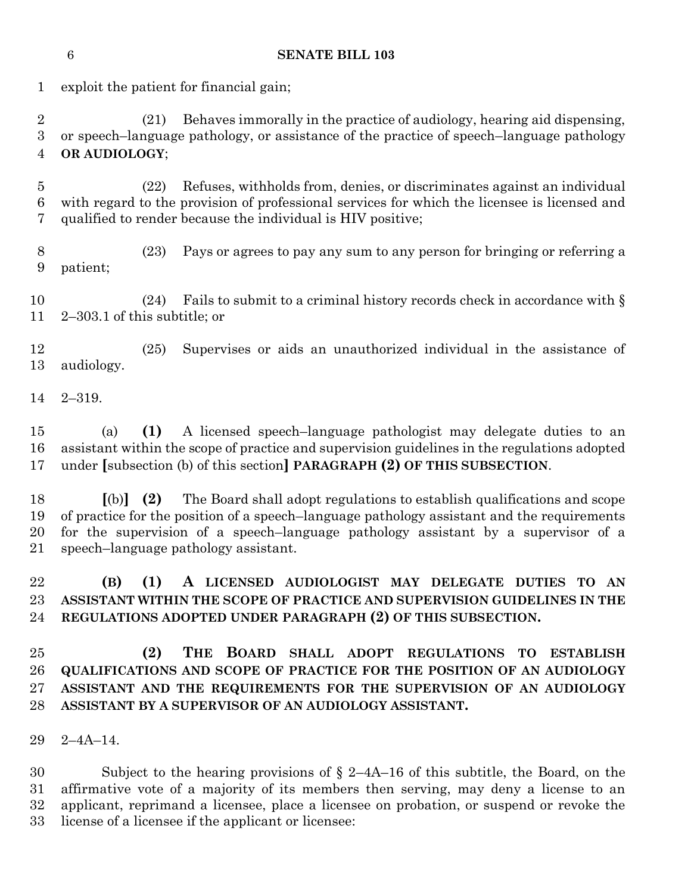exploit the patient for financial gain;

(21) Behaves immorally in the practice of audiology, hearing aid dispensing, or speech–language pathology, or assistance of the practice of speech–language pathology **OR AUDIOLOGY**;

(22) Refuses, withholds from, denies, or discriminates against an individual with regard to the provision of professional services for which the licensee is licensed and qualified to render because the individual is HIV positive;

(23) Pays or agrees to pay any sum to any person for bringing or referring a patient;

(24) Fails to submit to a criminal history records check in accordance with § 2–303.1 of this subtitle; or

(25) Supervises or aids an unauthorized individual in the assistance of audiology.

2–319.

(a) **(1)** A licensed speech–language pathologist may delegate duties to an assistant within the scope of practice and supervision guidelines in the regulations adopted under **[**subsection (b) of this section**]** **PARAGRAPH (2) OF THIS SUBSECTION**.

**[**(b)**]** **(2)** The Board shall adopt regulations to establish qualifications and scope of practice for the position of a speech–language pathology assistant and the requirements for the supervision of a speech–language pathology assistant by a supervisor of a speech–language pathology assistant.

**(B) (1) A LICENSED AUDIOLOGIST MAY DELEGATE DUTIES TO AN ASSISTANT WITHIN THE SCOPE OF PRACTICE AND SUPERVISION GUIDELINES IN THE REGULATIONS ADOPTED UNDER PARAGRAPH (2) OF THIS SUBSECTION.**

**(2) THE BOARD SHALL ADOPT REGULATIONS TO ESTABLISH QUALIFICATIONS AND SCOPE OF PRACTICE FOR THE POSITION OF AN AUDIOLOGY ASSISTANT AND THE REQUIREMENTS FOR THE SUPERVISION OF AN AUDIOLOGY ASSISTANT BY A SUPERVISOR OF AN AUDIOLOGY ASSISTANT.**

2–4A–14.

Subject to the hearing provisions of § 2–4A–16 of this subtitle, the Board, on the affirmative vote of a majority of its members then serving, may deny a license to an applicant, reprimand a licensee, place a licensee on probation, or suspend or revoke the license of a licensee if the applicant or licensee: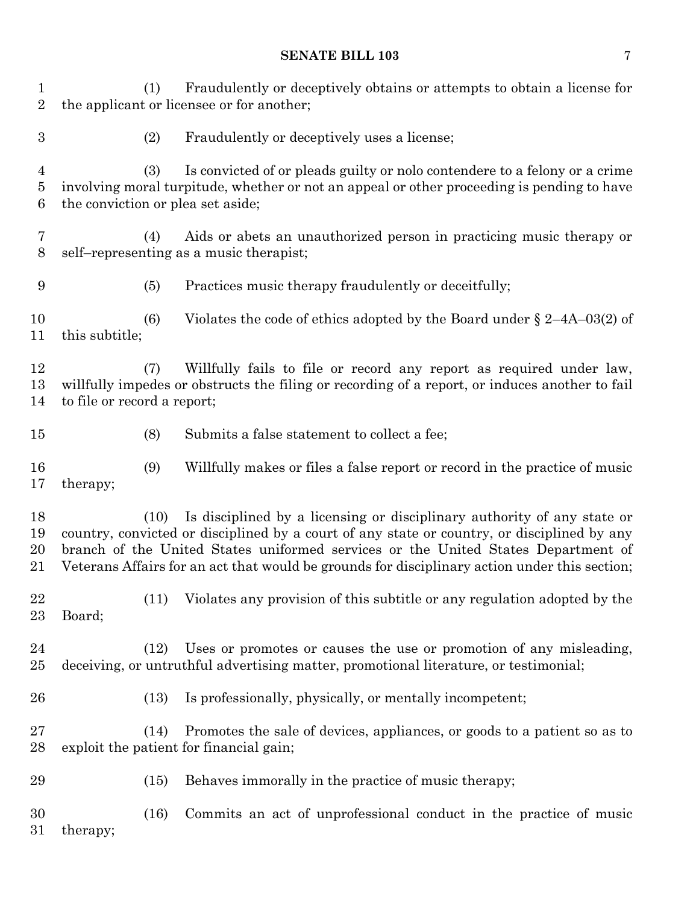(1) Fraudulently or deceptively obtains or attempts to obtain a license for the applicant or licensee or for another;

(2) Fraudulently or deceptively uses a license;

(3) Is convicted of or pleads guilty or nolo contendere to a felony or a crime involving moral turpitude, whether or not an appeal or other proceeding is pending to have the conviction or plea set aside;

(4) Aids or abets an unauthorized person in practicing music therapy or self–representing as a music therapist;

(5) Practices music therapy fraudulently or deceitfully;

(6) Violates the code of ethics adopted by the Board under § 2–4A–03(2) of this subtitle;

(7) Willfully fails to file or record any report as required under law, willfully impedes or obstructs the filing or recording of a report, or induces another to fail to file or record a report;

(8) Submits a false statement to collect a fee;

(9) Willfully makes or files a false report or record in the practice of music therapy;

(10) Is disciplined by a licensing or disciplinary authority of any state or country, convicted or disciplined by a court of any state or country, or disciplined by any branch of the United States uniformed services or the United States Department of Veterans Affairs for an act that would be grounds for disciplinary action under this section;

(11) Violates any provision of this subtitle or any regulation adopted by the Board;

(12) Uses or promotes or causes the use or promotion of any misleading, deceiving, or untruthful advertising matter, promotional literature, or testimonial;

(13) Is professionally, physically, or mentally incompetent;

(14) Promotes the sale of devices, appliances, or goods to a patient so as to exploit the patient for financial gain;

(15) Behaves immorally in the practice of music therapy;

(16) Commits an act of unprofessional conduct in the practice of music therapy;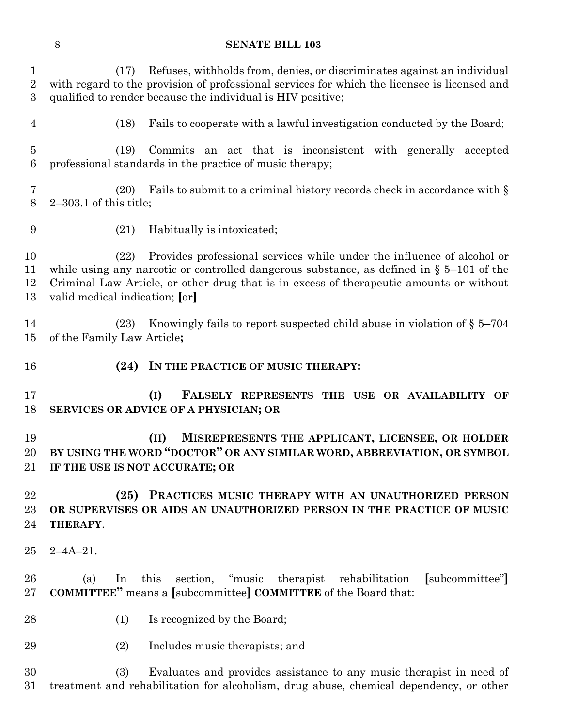(17) Refuses, withholds from, denies, or discriminates against an individual with regard to the provision of professional services for which the licensee is licensed and qualified to render because the individual is HIV positive;

(18) Fails to cooperate with a lawful investigation conducted by the Board;

(19) Commits an act that is inconsistent with generally accepted professional standards in the practice of music therapy;

(20) Fails to submit to a criminal history records check in accordance with § 2–303.1 of this title;

(21) Habitually is intoxicated;

(22) Provides professional services while under the influence of alcohol or while using any narcotic or controlled dangerous substance, as defined in § 5–101 of the Criminal Law Article, or other drug that is in excess of therapeutic amounts or without valid medical indication; [or]

(23) Knowingly fails to report suspected child abuse in violation of § 5–704 of the Family Law Article**;**

**(24) IN THE PRACTICE OF MUSIC THERAPY:**

**(I) FALSELY REPRESENTS THE USE OR AVAILABILITY OF SERVICES OR ADVICE OF A PHYSICIAN; OR**

**(II) MISREPRESENTS THE APPLICANT, LICENSEE, OR HOLDER BY USING THE WORD "DOCTOR" OR ANY SIMILAR WORD, ABBREVIATION, OR SYMBOL IF THE USE IS NOT ACCURATE; OR**

**(25) PRACTICES MUSIC THERAPY WITH AN UNAUTHORIZED PERSON OR SUPERVISES OR AIDS AN UNAUTHORIZED PERSON IN THE PRACTICE OF MUSIC THERAPY**.

2–4A–21.

(a) In this section, "music therapist rehabilitation [subcommittee"] **COMMITTEE"** means a [subcommittee] **COMMITTEE** of the Board that:

(1) Is recognized by the Board;

(2) Includes music therapists; and

(3) Evaluates and provides assistance to any music therapist in need of treatment and rehabilitation for alcoholism, drug abuse, chemical dependency, or other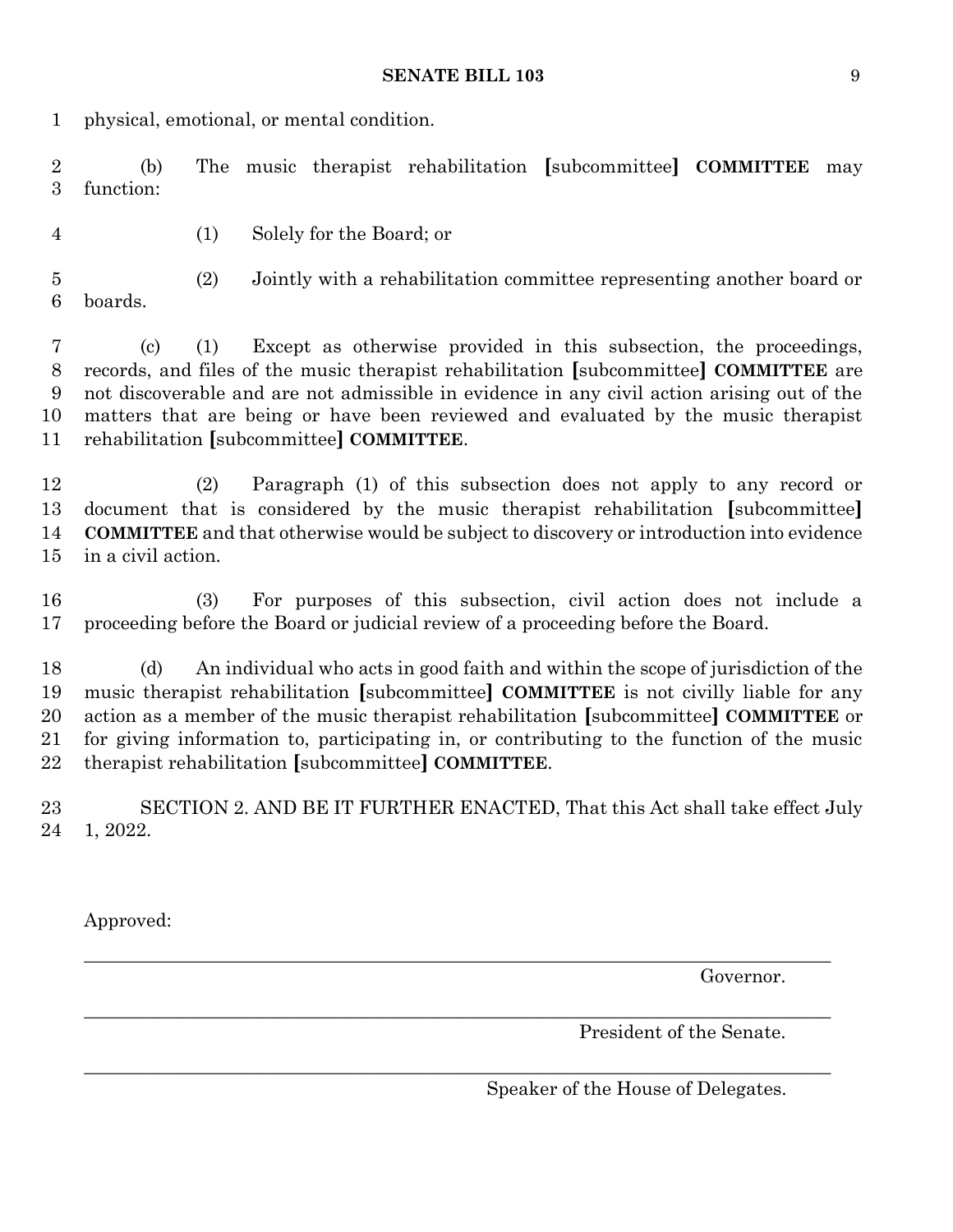physical, emotional, or mental condition.

(b) The music therapist rehabilitation [subcommittee] **COMMITTEE** may function:

(1) Solely for the Board; or

(2) Jointly with a rehabilitation committee representing another board or boards.

(c) (1) Except as otherwise provided in this subsection, the proceedings, records, and files of the music therapist rehabilitation [subcommittee] **COMMITTEE** are not discoverable and are not admissible in evidence in any civil action arising out of the matters that are being or have been reviewed and evaluated by the music therapist rehabilitation [subcommittee] **COMMITTEE**.

(2) Paragraph (1) of this subsection does not apply to any record or document that is considered by the music therapist rehabilitation [subcommittee] **COMMITTEE** and that otherwise would be subject to discovery or introduction into evidence in a civil action.

(3) For purposes of this subsection, civil action does not include a proceeding before the Board or judicial review of a proceeding before the Board.

(d) An individual who acts in good faith and within the scope of jurisdiction of the music therapist rehabilitation [subcommittee] **COMMITTEE** is not civilly liable for any action as a member of the music therapist rehabilitation [subcommittee] **COMMITTEE** or for giving information to, participating in, or contributing to the function of the music therapist rehabilitation [subcommittee] **COMMITTEE**.

SECTION 2. AND BE IT FURTHER ENACTED, That this Act shall take effect July 1, 2022.

Approved:

\_\_\_\_\_\_\_\_\_\_\_\_\_\_\_\_\_\_\_\_\_\_\_\_\_\_\_\_\_\_\_\_\_\_\_\_\_\_\_\_\_\_\_\_
Governor.

\_\_\_\_\_\_\_\_\_\_\_\_\_\_\_\_\_\_\_\_\_\_\_\_\_\_\_\_\_\_\_\_\_\_\_\_\_\_\_\_\_\_\_\_
President of the Senate.

\_\_\_\_\_\_\_\_\_\_\_\_\_\_\_\_\_\_\_\_\_\_\_\_\_\_\_\_\_\_\_\_\_\_\_\_\_\_\_\_\_\_\_\_
Speaker of the House of Delegates.